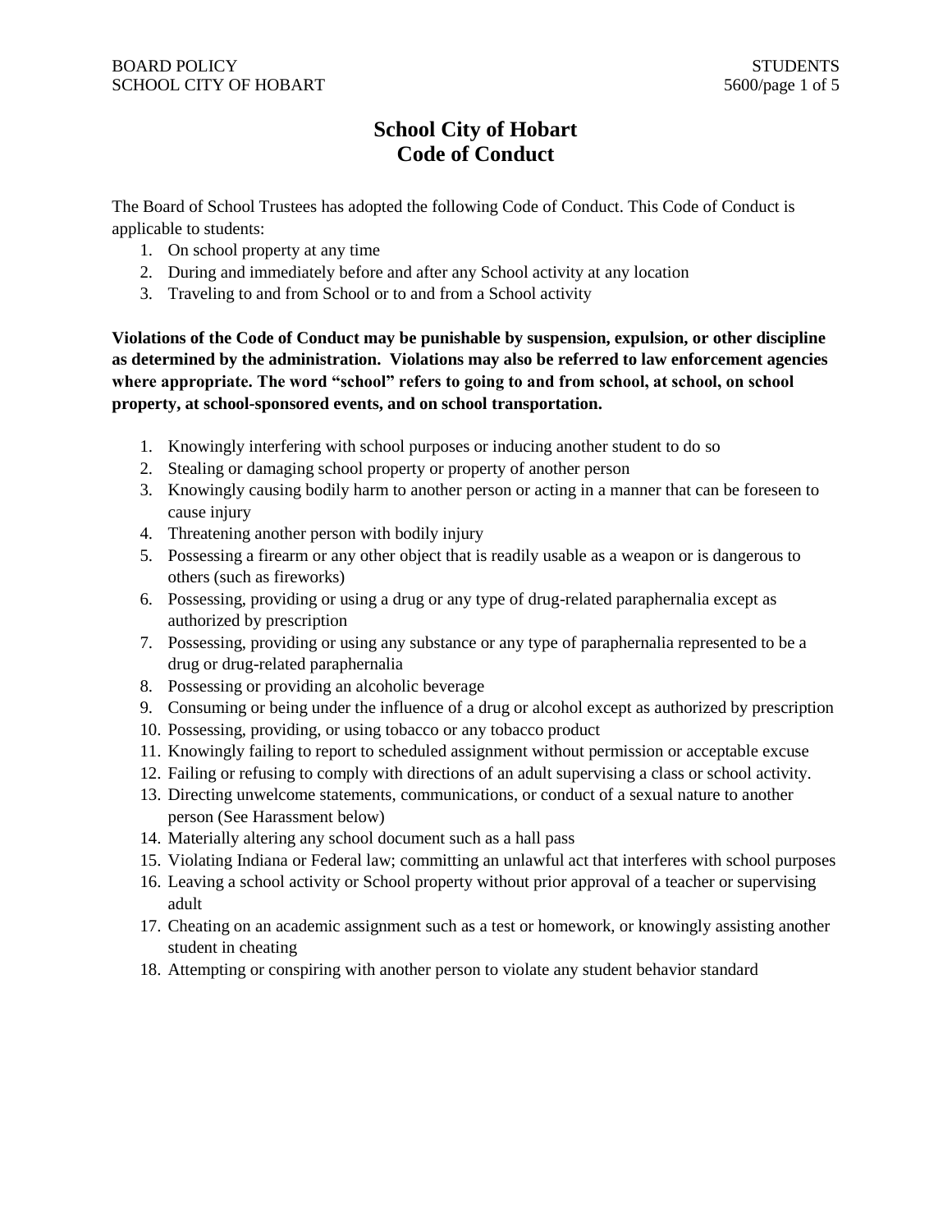# School City of Hobart
# Code of Conduct

The Board of School Trustees has adopted the following Code of Conduct. This Code of Conduct is applicable to students:

1. On school property at any time
2. During and immediately before and after any School activity at any location
3. Traveling to and from School or to and from a School activity

**Violations of the Code of Conduct may be punishable by suspension, expulsion, or other discipline as determined by the administration. Violations may also be referred to law enforcement agencies where appropriate. The word "school" refers to going to and from school, at school, on school property, at school-sponsored events, and on school transportation.**

1. Knowingly interfering with school purposes or inducing another student to do so
2. Stealing or damaging school property or property of another person
3. Knowingly causing bodily harm to another person or acting in a manner that can be foreseen to cause injury
4. Threatening another person with bodily injury
5. Possessing a firearm or any other object that is readily usable as a weapon or is dangerous to others (such as fireworks)
6. Possessing, providing or using a drug or any type of drug-related paraphernalia except as authorized by prescription
7. Possessing, providing or using any substance or any type of paraphernalia represented to be a drug or drug-related paraphernalia
8. Possessing or providing an alcoholic beverage
9. Consuming or being under the influence of a drug or alcohol except as authorized by prescription
10. Possessing, providing, or using tobacco or any tobacco product
11. Knowingly failing to report to scheduled assignment without permission or acceptable excuse
12. Failing or refusing to comply with directions of an adult supervising a class or school activity.
13. Directing unwelcome statements, communications, or conduct of a sexual nature to another person (See Harassment below)
14. Materially altering any school document such as a hall pass
15. Violating Indiana or Federal law; committing an unlawful act that interferes with school purposes
16. Leaving a school activity or School property without prior approval of a teacher or supervising adult
17. Cheating on an academic assignment such as a test or homework, or knowingly assisting another student in cheating
18. Attempting or conspiring with another person to violate any student behavior standard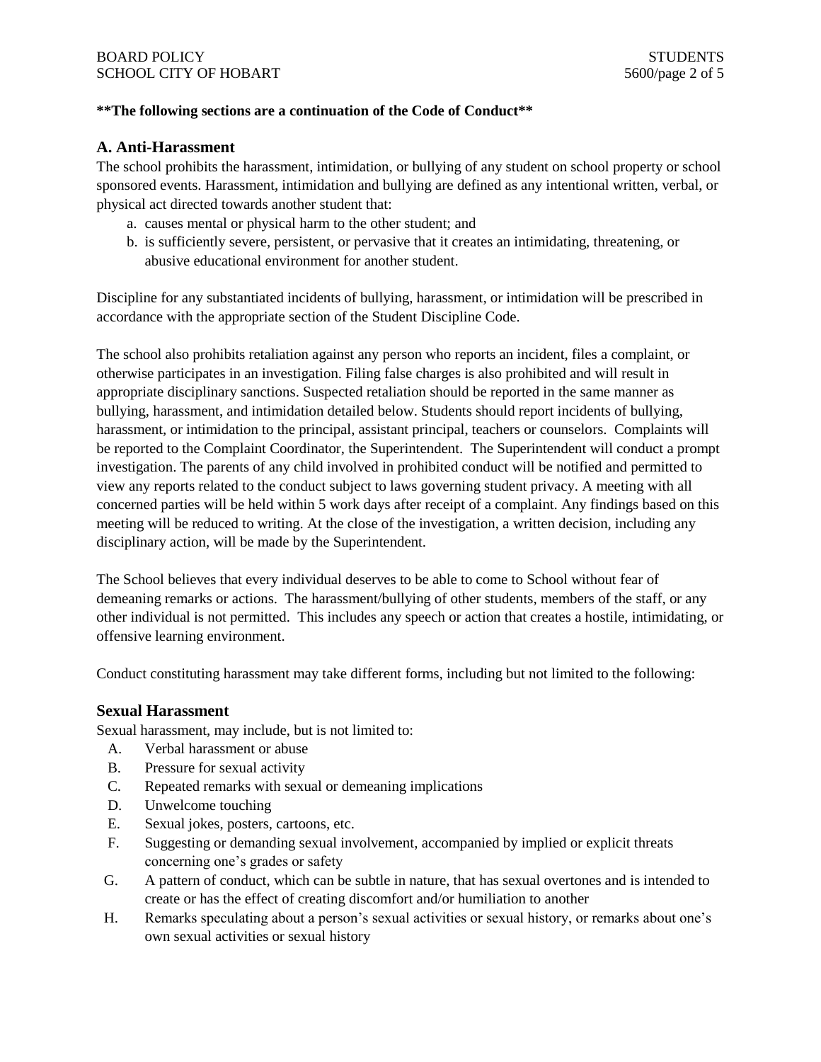**\*\*The following sections are a continuation of the Code of Conduct\*\***

## A. Anti-Harassment

The school prohibits the harassment, intimidation, or bullying of any student on school property or school sponsored events. Harassment, intimidation and bullying are defined as any intentional written, verbal, or physical act directed towards another student that:

a. causes mental or physical harm to the other student; and
b. is sufficiently severe, persistent, or pervasive that it creates an intimidating, threatening, or abusive educational environment for another student.

Discipline for any substantiated incidents of bullying, harassment, or intimidation will be prescribed in accordance with the appropriate section of the Student Discipline Code.

The school also prohibits retaliation against any person who reports an incident, files a complaint, or otherwise participates in an investigation. Filing false charges is also prohibited and will result in appropriate disciplinary sanctions. Suspected retaliation should be reported in the same manner as bullying, harassment, and intimidation detailed below. Students should report incidents of bullying, harassment, or intimidation to the principal, assistant principal, teachers or counselors. Complaints will be reported to the Complaint Coordinator, the Superintendent. The Superintendent will conduct a prompt investigation. The parents of any child involved in prohibited conduct will be notified and permitted to view any reports related to the conduct subject to laws governing student privacy. A meeting with all concerned parties will be held within 5 work days after receipt of a complaint. Any findings based on this meeting will be reduced to writing. At the close of the investigation, a written decision, including any disciplinary action, will be made by the Superintendent.

The School believes that every individual deserves to be able to come to School without fear of demeaning remarks or actions. The harassment/bullying of other students, members of the staff, or any other individual is not permitted. This includes any speech or action that creates a hostile, intimidating, or offensive learning environment.

Conduct constituting harassment may take different forms, including but not limited to the following:

### Sexual Harassment

Sexual harassment, may include, but is not limited to:

A. Verbal harassment or abuse
B. Pressure for sexual activity
C. Repeated remarks with sexual or demeaning implications
D. Unwelcome touching
E. Sexual jokes, posters, cartoons, etc.
F. Suggesting or demanding sexual involvement, accompanied by implied or explicit threats concerning one's grades or safety
G. A pattern of conduct, which can be subtle in nature, that has sexual overtones and is intended to create or has the effect of creating discomfort and/or humiliation to another
H. Remarks speculating about a person's sexual activities or sexual history, or remarks about one's own sexual activities or sexual history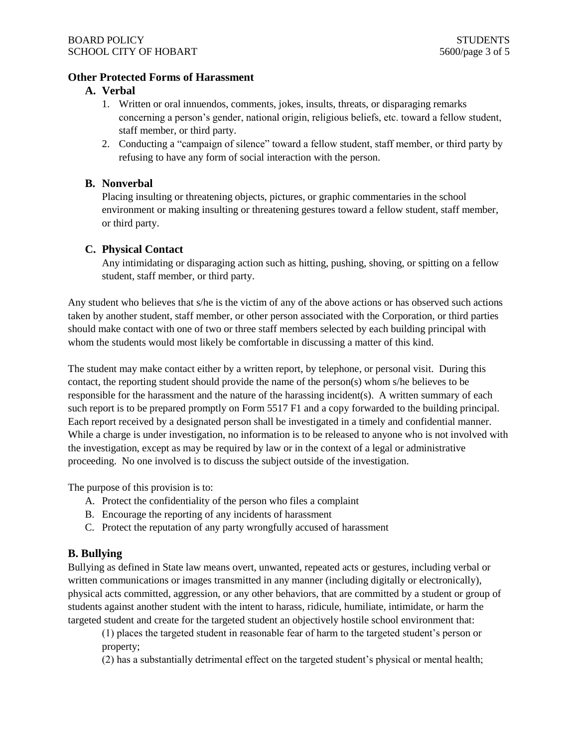### Other Protected Forms of Harassment

**A. Verbal**

1. Written or oral innuendos, comments, jokes, insults, threats, or disparaging remarks concerning a person's gender, national origin, religious beliefs, etc. toward a fellow student, staff member, or third party.
2. Conducting a "campaign of silence" toward a fellow student, staff member, or third party by refusing to have any form of social interaction with the person.

**B. Nonverbal**

Placing insulting or threatening objects, pictures, or graphic commentaries in the school environment or making insulting or threatening gestures toward a fellow student, staff member, or third party.

**C. Physical Contact**

Any intimidating or disparaging action such as hitting, pushing, shoving, or spitting on a fellow student, staff member, or third party.

Any student who believes that s/he is the victim of any of the above actions or has observed such actions taken by another student, staff member, or other person associated with the Corporation, or third parties should make contact with one of two or three staff members selected by each building principal with whom the students would most likely be comfortable in discussing a matter of this kind.

The student may make contact either by a written report, by telephone, or personal visit. During this contact, the reporting student should provide the name of the person(s) whom s/he believes to be responsible for the harassment and the nature of the harassing incident(s). A written summary of each such report is to be prepared promptly on Form 5517 F1 and a copy forwarded to the building principal. Each report received by a designated person shall be investigated in a timely and confidential manner. While a charge is under investigation, no information is to be released to anyone who is not involved with the investigation, except as may be required by law or in the context of a legal or administrative proceeding. No one involved is to discuss the subject outside of the investigation.

The purpose of this provision is to:

A. Protect the confidentiality of the person who files a complaint
B. Encourage the reporting of any incidents of harassment
C. Protect the reputation of any party wrongfully accused of harassment

### B. Bullying

Bullying as defined in State law means overt, unwanted, repeated acts or gestures, including verbal or written communications or images transmitted in any manner (including digitally or electronically), physical acts committed, aggression, or any other behaviors, that are committed by a student or group of students against another student with the intent to harass, ridicule, humiliate, intimidate, or harm the targeted student and create for the targeted student an objectively hostile school environment that:

(1) places the targeted student in reasonable fear of harm to the targeted student's person or property;

(2) has a substantially detrimental effect on the targeted student's physical or mental health;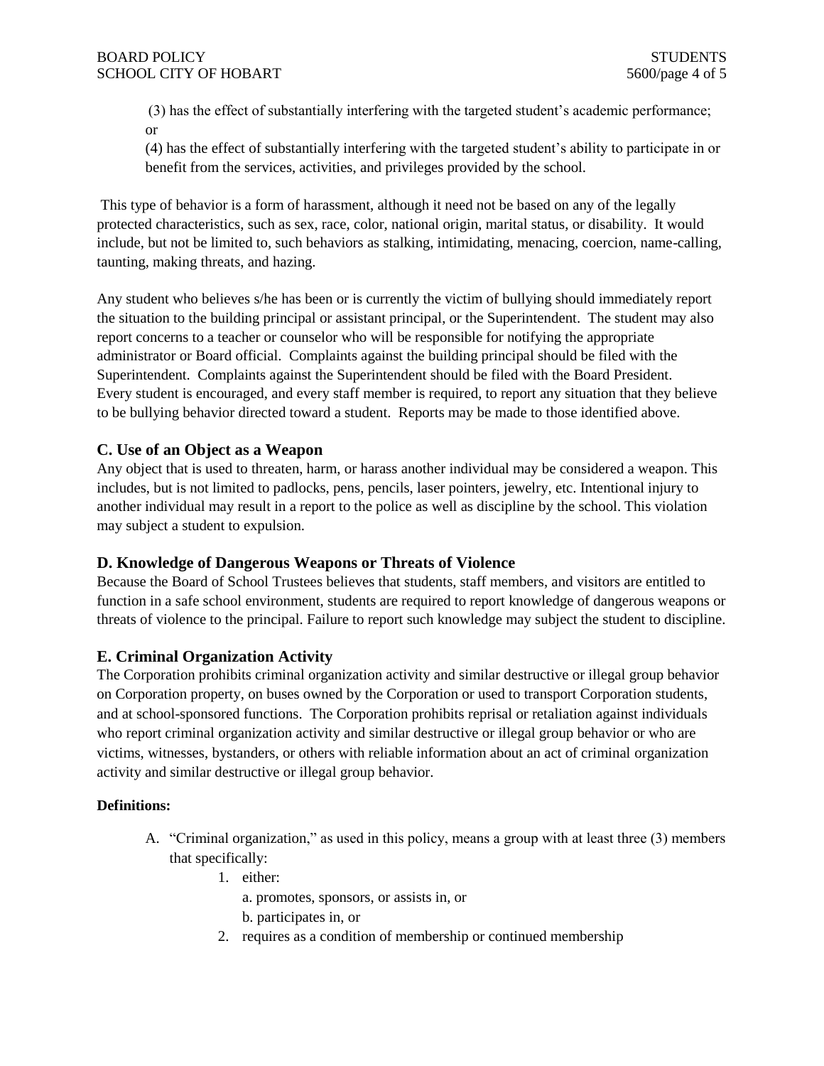(3) has the effect of substantially interfering with the targeted student's academic performance; or

(4) has the effect of substantially interfering with the targeted student's ability to participate in or benefit from the services, activities, and privileges provided by the school.

This type of behavior is a form of harassment, although it need not be based on any of the legally protected characteristics, such as sex, race, color, national origin, marital status, or disability. It would include, but not be limited to, such behaviors as stalking, intimidating, menacing, coercion, name-calling, taunting, making threats, and hazing.

Any student who believes s/he has been or is currently the victim of bullying should immediately report the situation to the building principal or assistant principal, or the Superintendent. The student may also report concerns to a teacher or counselor who will be responsible for notifying the appropriate administrator or Board official. Complaints against the building principal should be filed with the Superintendent. Complaints against the Superintendent should be filed with the Board President. Every student is encouraged, and every staff member is required, to report any situation that they believe to be bullying behavior directed toward a student. Reports may be made to those identified above.

### C. Use of an Object as a Weapon

Any object that is used to threaten, harm, or harass another individual may be considered a weapon. This includes, but is not limited to padlocks, pens, pencils, laser pointers, jewelry, etc. Intentional injury to another individual may result in a report to the police as well as discipline by the school. This violation may subject a student to expulsion.

### D. Knowledge of Dangerous Weapons or Threats of Violence

Because the Board of School Trustees believes that students, staff members, and visitors are entitled to function in a safe school environment, students are required to report knowledge of dangerous weapons or threats of violence to the principal. Failure to report such knowledge may subject the student to discipline.

### E. Criminal Organization Activity

The Corporation prohibits criminal organization activity and similar destructive or illegal group behavior on Corporation property, on buses owned by the Corporation or used to transport Corporation students, and at school-sponsored functions. The Corporation prohibits reprisal or retaliation against individuals who report criminal organization activity and similar destructive or illegal group behavior or who are victims, witnesses, bystanders, or others with reliable information about an act of criminal organization activity and similar destructive or illegal group behavior.

**Definitions:**

A. "Criminal organization," as used in this policy, means a group with at least three (3) members that specifically:
   1. either:
      a. promotes, sponsors, or assists in, or
      b. participates in, or
   2. requires as a condition of membership or continued membership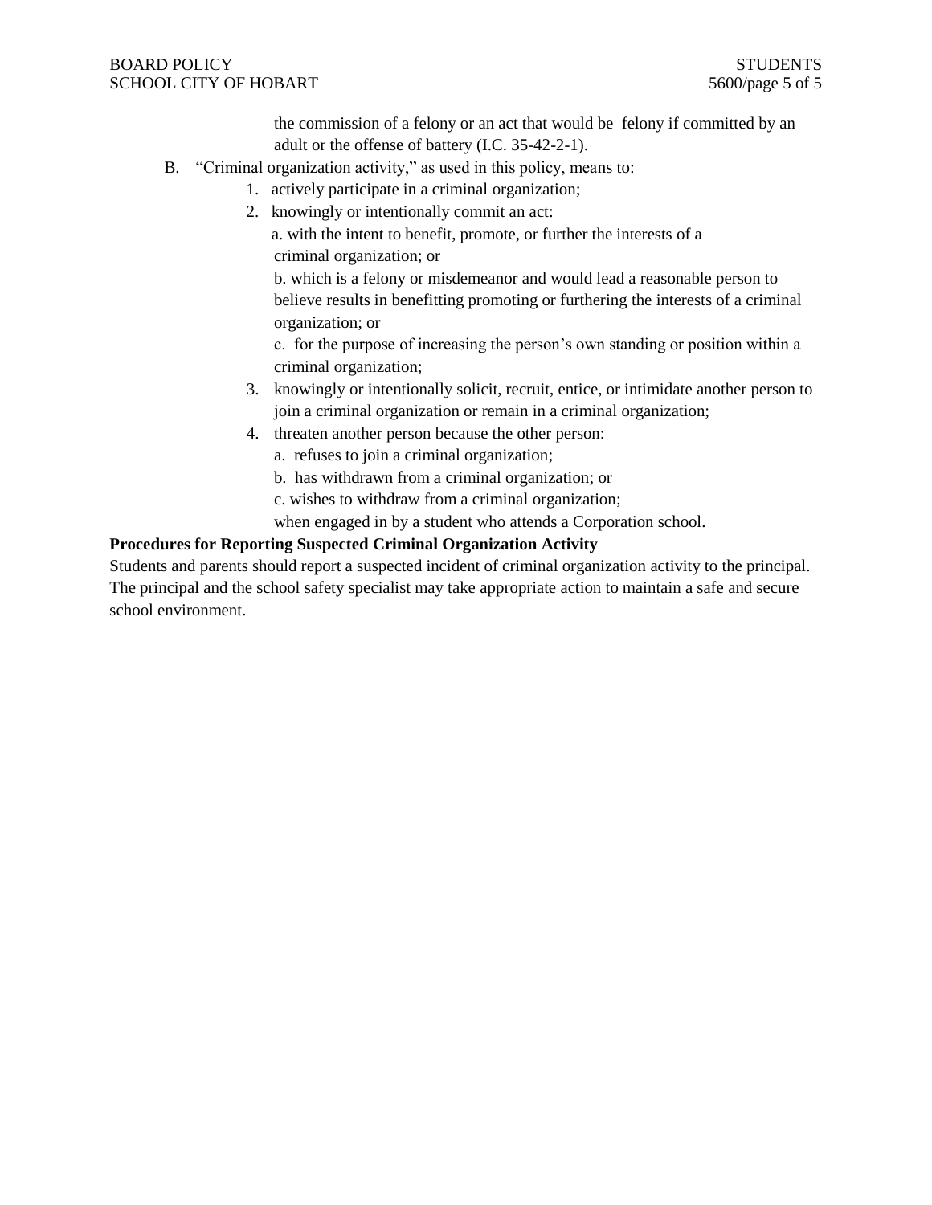the commission of a felony or an act that would be felony if committed by an adult or the offense of battery (I.C. 35-42-2-1).

B. "Criminal organization activity," as used in this policy, means to:

1. actively participate in a criminal organization;
2. knowingly or intentionally commit an act:

   a. with the intent to benefit, promote, or further the interests of a criminal organization; or

   b. which is a felony or misdemeanor and would lead a reasonable person to believe results in benefitting promoting or furthering the interests of a criminal organization; or

   c. for the purpose of increasing the person's own standing or position within a criminal organization;
3. knowingly or intentionally solicit, recruit, entice, or intimidate another person to join a criminal organization or remain in a criminal organization;
4. threaten another person because the other person:

   a. refuses to join a criminal organization;

   b. has withdrawn from a criminal organization; or

   c. wishes to withdraw from a criminal organization;

   when engaged in by a student who attends a Corporation school.

**Procedures for Reporting Suspected Criminal Organization Activity**

Students and parents should report a suspected incident of criminal organization activity to the principal. The principal and the school safety specialist may take appropriate action to maintain a safe and secure school environment.